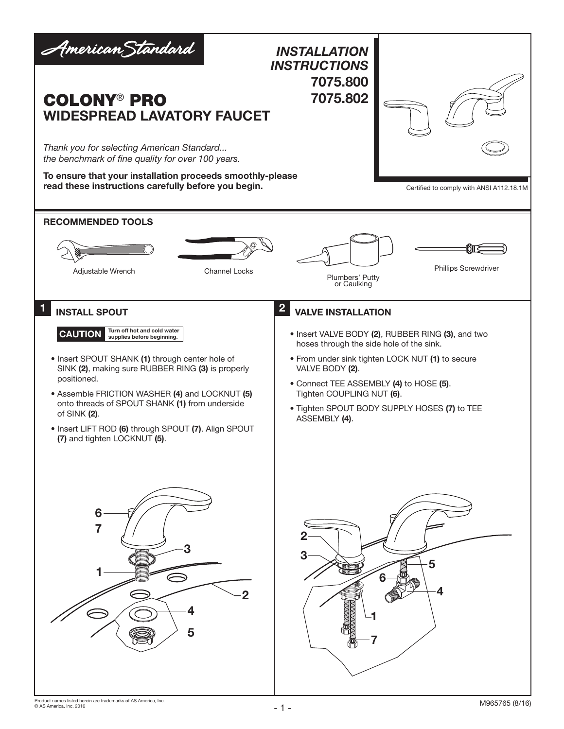American Standard

# COLONY® PRO
## WIDESPREAD LAVATORY FAUCET

*INSTALLATION INSTRUCTIONS*
**7075.800**
**7075.802**

*Thank you for selecting American Standard... the benchmark of fine quality for over 100 years.*

**To ensure that your installation proceeds smoothly-please read these instructions carefully before you begin.**

Certified to comply with ANSI A112.18.1M

### RECOMMENDED TOOLS

- Adjustable Wrench
- Channel Locks
- Plumbers' Putty or Caulking
- Phillips Screwdriver

### 1 INSTALL SPOUT

**CAUTION** Turn off hot and cold water supplies before beginning.

- Insert SPOUT SHANK **(1)** through center hole of SINK **(2)**, making sure RUBBER RING **(3)** is properly positioned.
- Assemble FRICTION WASHER **(4)** and LOCKNUT **(5)** onto threads of SPOUT SHANK **(1)** from underside of SINK **(2)**.
- Insert LIFT ROD **(6)** through SPOUT **(7)**. Align SPOUT **(7)** and tighten LOCKNUT **(5)**.

### 2 VALVE INSTALLATION

- Insert VALVE BODY **(2)**, RUBBER RING **(3)**, and two hoses through the side hole of the sink.
- From under sink tighten LOCK NUT **(1)** to secure VALVE BODY **(2)**.
- Connect TEE ASSEMBLY **(4)** to HOSE **(5)**. Tighten COUPLING NUT **(6)**.
- Tighten SPOUT BODY SUPPLY HOSES **(7)** to TEE ASSEMBLY **(4)**.

Product names listed herein are trademarks of AS America, Inc.
© AS America, Inc. 2016

M965765 (8/16)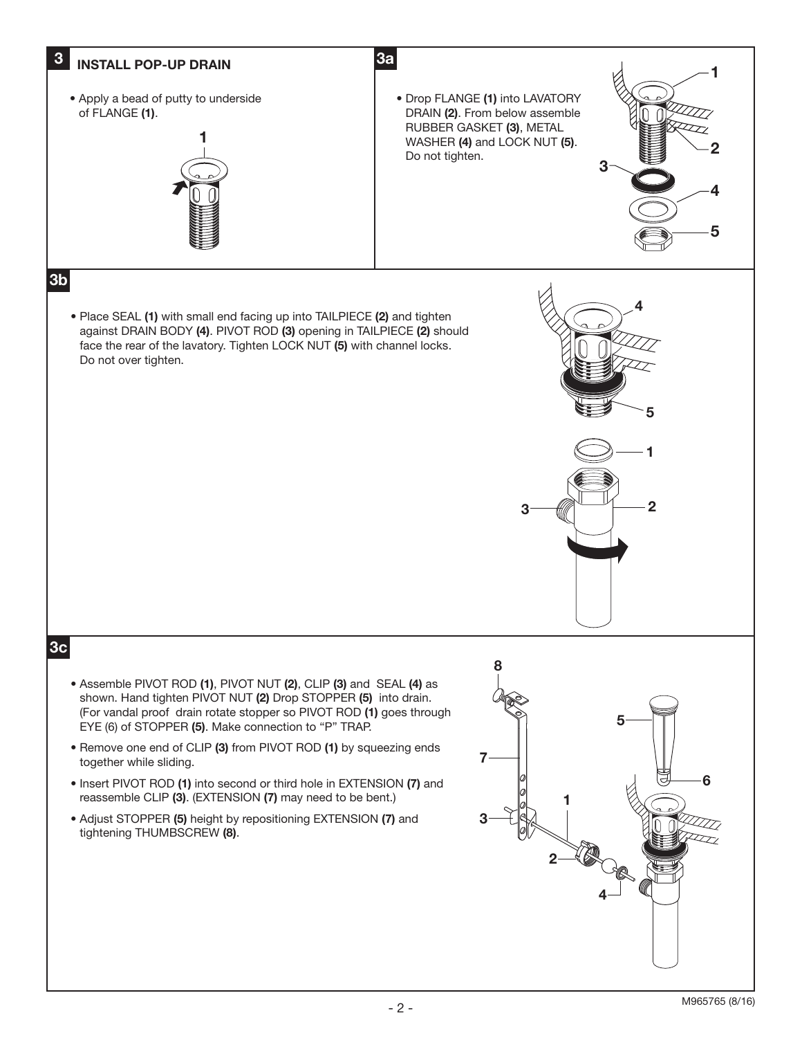## 3 INSTALL POP-UP DRAIN

- Apply a bead of putty to underside of FLANGE **(1)**.

## 3a

- Drop FLANGE **(1)** into LAVATORY DRAIN **(2)**. From below assemble RUBBER GASKET **(3)**, METAL WASHER **(4)** and LOCK NUT **(5)**. Do not tighten.

## 3b

- Place SEAL **(1)** with small end facing up into TAILPIECE **(2)** and tighten against DRAIN BODY **(4)**. PIVOT ROD **(3)** opening in TAILPIECE **(2)** should face the rear of the lavatory. Tighten LOCK NUT **(5)** with channel locks. Do not over tighten.

## 3c

- Assemble PIVOT ROD **(1)**, PIVOT NUT **(2)**, CLIP **(3)** and SEAL **(4)** as shown. Hand tighten PIVOT NUT **(2)** Drop STOPPER **(5)** into drain. (For vandal proof drain rotate stopper so PIVOT ROD **(1)** goes through EYE (6) of STOPPER **(5)**. Make connection to "P" TRAP.
- Remove one end of CLIP **(3)** from PIVOT ROD **(1)** by squeezing ends together while sliding.
- Insert PIVOT ROD **(1)** into second or third hole in EXTENSION **(7)** and reassemble CLIP **(3)**. (EXTENSION **(7)** may need to be bent.)
- Adjust STOPPER **(5)** height by repositioning EXTENSION **(7)** and tightening THUMBSCREW **(8)**.

M965765 (8/16)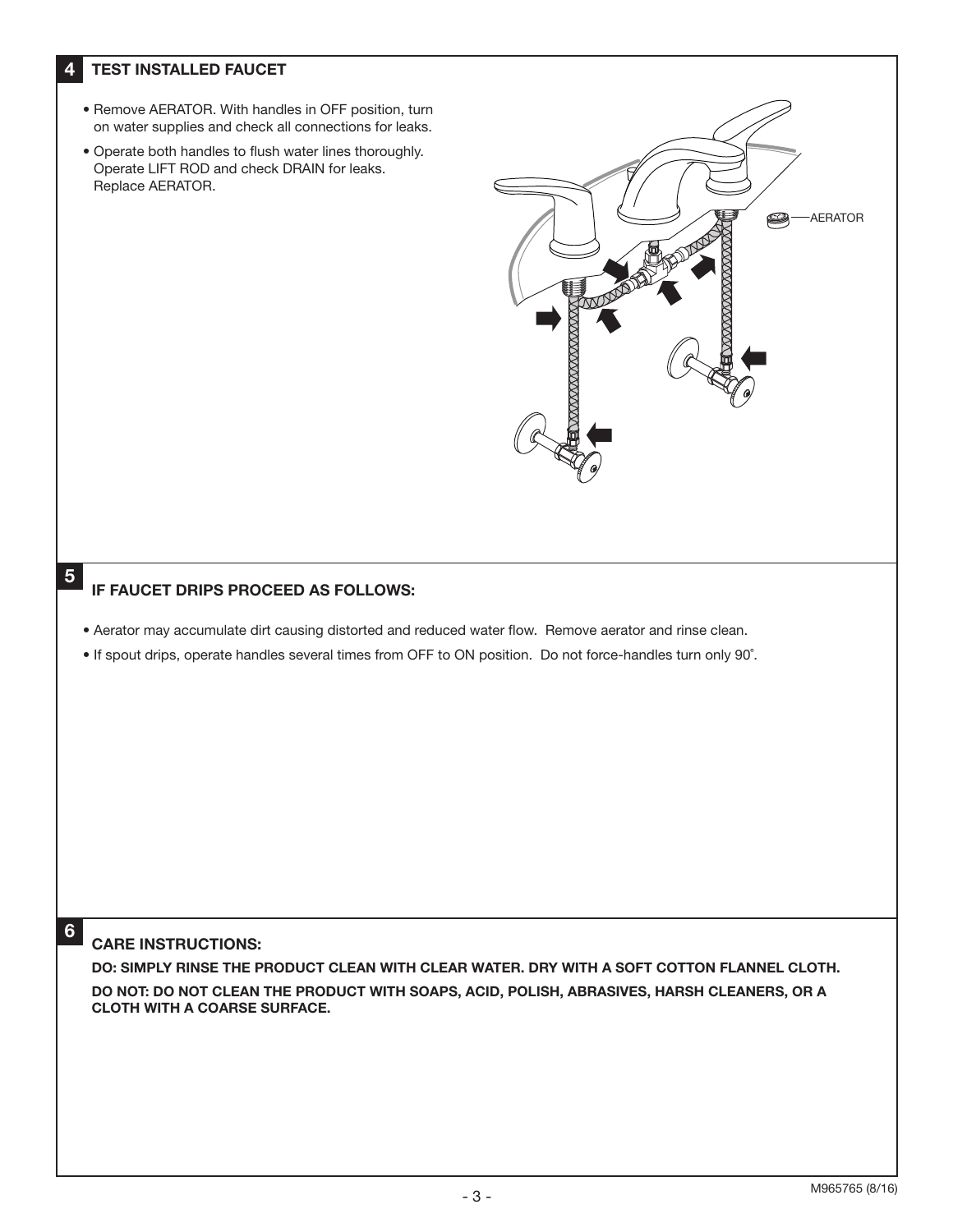## 4 TEST INSTALLED FAUCET

- Remove AERATOR. With handles in OFF position, turn on water supplies and check all connections for leaks.
- Operate both handles to flush water lines thoroughly. Operate LIFT ROD and check DRAIN for leaks. Replace AERATOR.

AERATOR

## 5 IF FAUCET DRIPS PROCEED AS FOLLOWS:

- Aerator may accumulate dirt causing distorted and reduced water flow. Remove aerator and rinse clean.
- If spout drips, operate handles several times from OFF to ON position. Do not force-handles turn only 90˚.

## 6 CARE INSTRUCTIONS:

**DO: SIMPLY RINSE THE PRODUCT CLEAN WITH CLEAR WATER. DRY WITH A SOFT COTTON FLANNEL CLOTH.**

**DO NOT: DO NOT CLEAN THE PRODUCT WITH SOAPS, ACID, POLISH, ABRASIVES, HARSH CLEANERS, OR A CLOTH WITH A COARSE SURFACE.**

M965765 (8/16)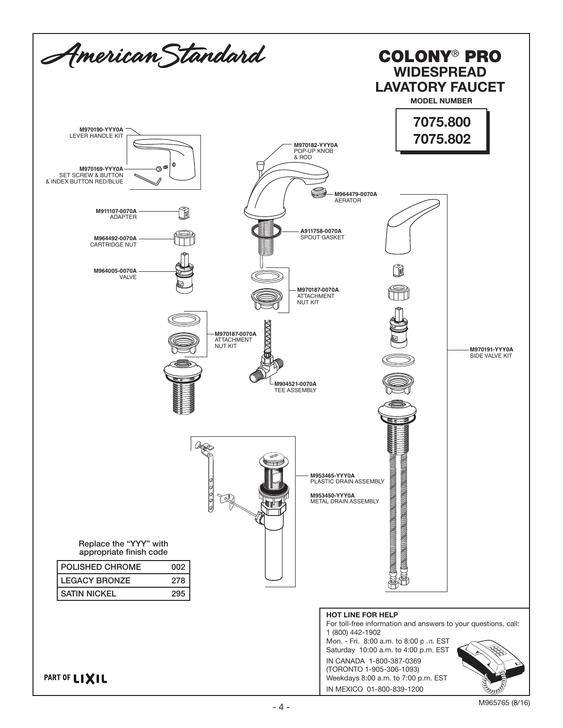*American Standard*

# COLONY® PRO
## WIDESPREAD LAVATORY FAUCET

**MODEL NUMBER**

**7075.800**
**7075.802**

**M970190-YYY0A**
LEVER HANDLE KIT

**M970169-YYY0A**
SET SCREW & BUTTON
& INDEX BUTTON RED/BLUE

**M970182-YYY0A**
POP-UP KNOB
& ROD

**M964479-0070A**
AERATOR

**M911107-0070A**
ADAPTER

**M964492-0070A**
CARTRIDGE NUT

**A911758-0070A**
SPOUT GASKET

**M964005-0070A**
VALVE

**M970187-0070A**
ATTACHMENT
NUT KIT

**M970187-0070A**
ATTACHMENT
NUT KIT

**M970191-YYY0A**
SIDE VALVE KIT

**M904521-0070A**
TEE ASSEMBLY

**M953465-YYY0A**
PLASTIC DRAIN ASSEMBLY

**M953450-YYY0A**
METAL DRAIN ASSEMBLY

Replace the "YYY" with appropriate finish code

| | |
|---|---|
| POLISHED CHROME | 002 |
| LEGACY BRONZE | 278 |
| SATIN NICKEL | 295 |

**HOT LINE FOR HELP**
For toll-free information and answers to your questions, call:
1 (800) 442-1902
Mon. - Fri. 8:00 a.m. to 8:00 p.m. EST
Saturday 10:00 a.m. to 4:00 p.m. EST
IN CANADA 1-800-387-0369
(TORONTO 1-905-306-1093)
Weekdays 8:00 a.m. to 7:00 p.m. EST
IN MEXICO 01-800-839-1200

PART OF LIXIL

M965765 (8/16)